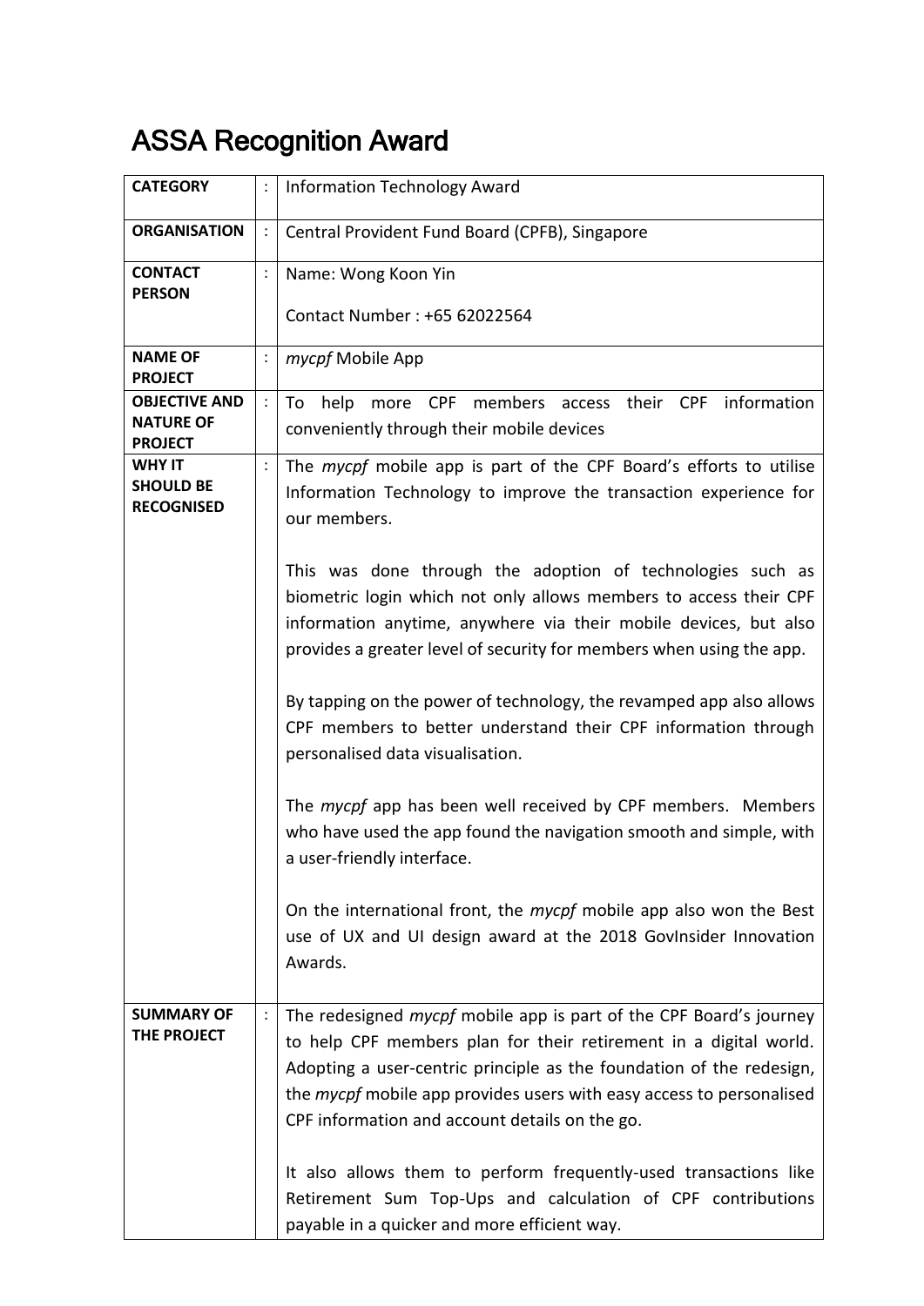# ASSA Recognition Award

| | | |
|---|---|---|
| **CATEGORY** | : | Information Technology Award |
| **ORGANISATION** | : | Central Provident Fund Board (CPFB), Singapore |
| **CONTACT PERSON** | : | Name: Wong Koon Yin<br><br>Contact Number : +65 62022564 |
| **NAME OF PROJECT** | : | *mycpf* Mobile App |
| **OBJECTIVE AND NATURE OF PROJECT** | : | To help more CPF members access their CPF information conveniently through their mobile devices |
| **WHY IT SHOULD BE RECOGNISED** | : | The *mycpf* mobile app is part of the CPF Board's efforts to utilise Information Technology to improve the transaction experience for our members.<br><br>This was done through the adoption of technologies such as biometric login which not only allows members to access their CPF information anytime, anywhere via their mobile devices, but also provides a greater level of security for members when using the app.<br><br>By tapping on the power of technology, the revamped app also allows CPF members to better understand their CPF information through personalised data visualisation.<br><br>The *mycpf* app has been well received by CPF members. Members who have used the app found the navigation smooth and simple, with a user-friendly interface.<br><br>On the international front, the *mycpf* mobile app also won the Best use of UX and UI design award at the 2018 GovInsider Innovation Awards. |
| **SUMMARY OF THE PROJECT** | : | The redesigned *mycpf* mobile app is part of the CPF Board's journey to help CPF members plan for their retirement in a digital world. Adopting a user-centric principle as the foundation of the redesign, the *mycpf* mobile app provides users with easy access to personalised CPF information and account details on the go.<br><br>It also allows them to perform frequently-used transactions like Retirement Sum Top-Ups and calculation of CPF contributions payable in a quicker and more efficient way. |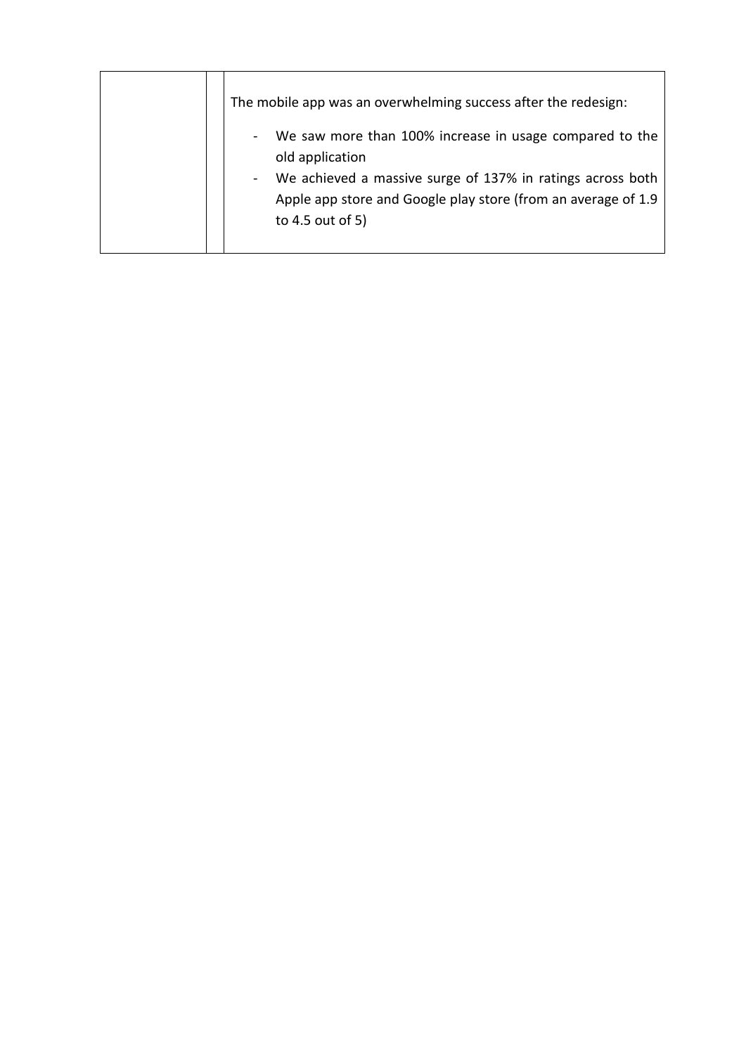| | | |
|---|---|---|
| | | The mobile app was an overwhelming success after the redesign:<br>- We saw more than 100% increase in usage compared to the old application<br>- We achieved a massive surge of 137% in ratings across both Apple app store and Google play store (from an average of 1.9 to 4.5 out of 5) |